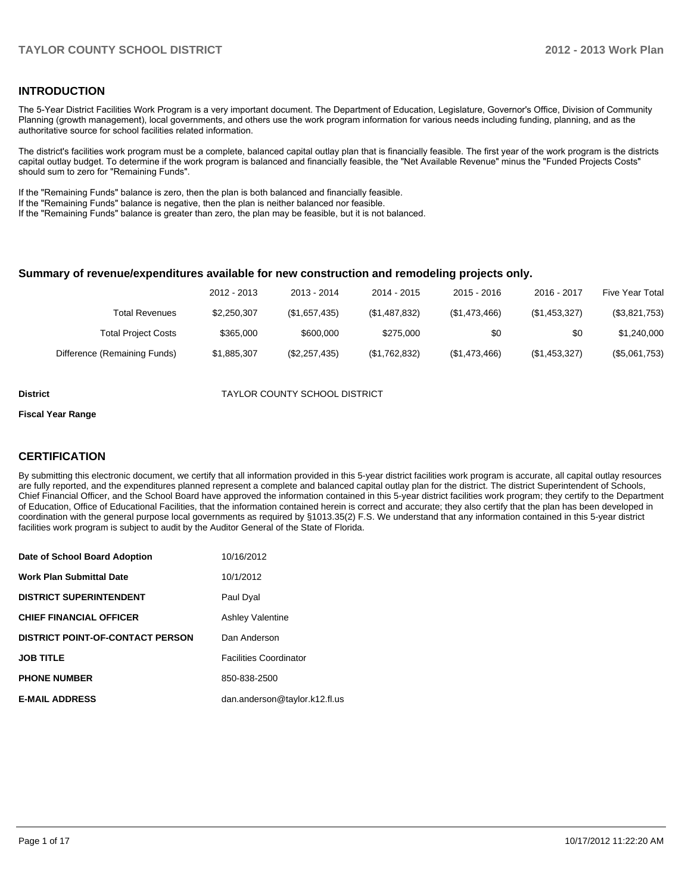## INTRODUCTION

The 5-Year District Facilities Work Program is a very important document. The Department of Education, Legislature, Governor's Office, Division of Community Planning (growth management), local governments, and others use the work program information for various needs including funding, planning, and as the authoritative source for school facilities related information.

The district's facilities work program must be a complete, balanced capital outlay plan that is financially feasible. The first year of the work program is the districts capital outlay budget. To determine if the work program is balanced and financially feasible, the "Net Available Revenue" minus the "Funded Projects Costs" should sum to zero for "Remaining Funds".

If the "Remaining Funds" balance is zero, then the plan is both balanced and financially feasible.
If the "Remaining Funds" balance is negative, then the plan is neither balanced nor feasible.
If the "Remaining Funds" balance is greater than zero, the plan may be feasible, but it is not balanced.

### Summary of revenue/expenditures available for new construction and remodeling projects only.

| | 2012 - 2013 | 2013 - 2014 | 2014 - 2015 | 2015 - 2016 | 2016 - 2017 | Five Year Total |
|---|---|---|---|---|---|---|
| Total Revenues | $2,250,307 | ($1,657,435) | ($1,487,832) | ($1,473,466) | ($1,453,327) | ($3,821,753) |
| Total Project Costs | $365,000 | $600,000 | $275,000 | $0 | $0 | $1,240,000 |
| Difference (Remaining Funds) | $1,885,307 | ($2,257,435) | ($1,762,832) | ($1,473,466) | ($1,453,327) | ($5,061,753) |

**District** TAYLOR COUNTY SCHOOL DISTRICT

**Fiscal Year Range**

## CERTIFICATION

By submitting this electronic document, we certify that all information provided in this 5-year district facilities work program is accurate, all capital outlay resources are fully reported, and the expenditures planned represent a complete and balanced capital outlay plan for the district. The district Superintendent of Schools, Chief Financial Officer, and the School Board have approved the information contained in this 5-year district facilities work program; they certify to the Department of Education, Office of Educational Facilities, that the information contained herein is correct and accurate; they also certify that the plan has been developed in coordination with the general purpose local governments as required by §1013.35(2) F.S. We understand that any information contained in this 5-year district facilities work program is subject to audit by the Auditor General of the State of Florida.

| | |
|---|---|
| **Date of School Board Adoption** | 10/16/2012 |
| **Work Plan Submittal Date** | 10/1/2012 |
| **DISTRICT SUPERINTENDENT** | Paul Dyal |
| **CHIEF FINANCIAL OFFICER** | Ashley Valentine |
| **DISTRICT POINT-OF-CONTACT PERSON** | Dan Anderson |
| **JOB TITLE** | Facilities Coordinator |
| **PHONE NUMBER** | 850-838-2500 |
| **E-MAIL ADDRESS** | dan.anderson@taylor.k12.fl.us |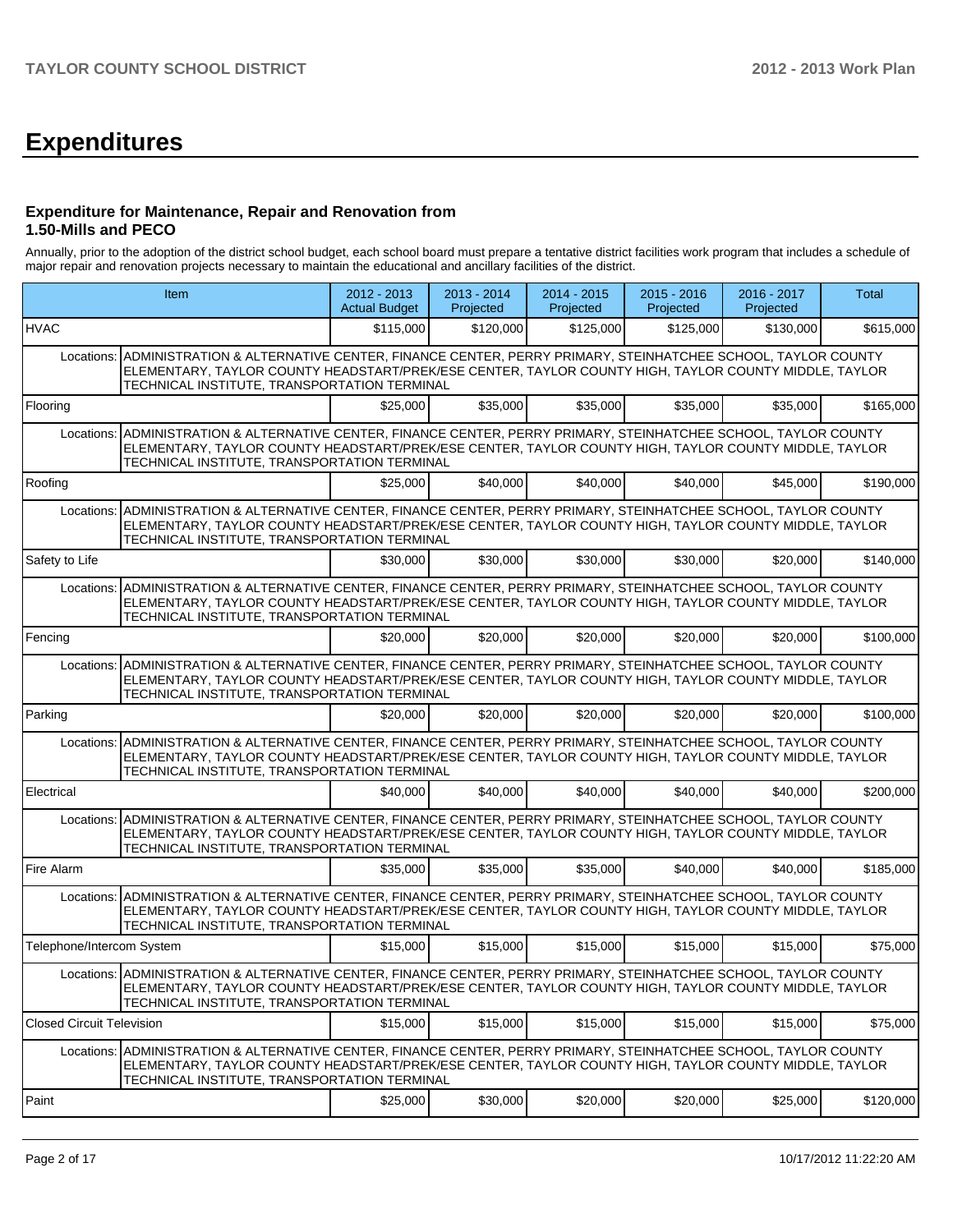# Expenditures

### Expenditure for Maintenance, Repair and Renovation from 1.50-Mills and PECO

Annually, prior to the adoption of the district school budget, each school board must prepare a tentative district facilities work program that includes a schedule of major repair and renovation projects necessary to maintain the educational and ancillary facilities of the district.

| Item | | 2012 - 2013 Actual Budget | 2013 - 2014 Projected | 2014 - 2015 Projected | 2015 - 2016 Projected | 2016 - 2017 Projected | Total |
|---|---|---|---|---|---|---|---|
| HVAC | | $115,000 | $120,000 | $125,000 | $125,000 | $130,000 | $615,000 |
| Locations: | ADMINISTRATION & ALTERNATIVE CENTER, FINANCE CENTER, PERRY PRIMARY, STEINHATCHEE SCHOOL, TAYLOR COUNTY ELEMENTARY, TAYLOR COUNTY HEADSTART/PREK/ESE CENTER, TAYLOR COUNTY HIGH, TAYLOR COUNTY MIDDLE, TAYLOR TECHNICAL INSTITUTE, TRANSPORTATION TERMINAL | | | | | | |
| Flooring | | $25,000 | $35,000 | $35,000 | $35,000 | $35,000 | $165,000 |
| Locations: | ADMINISTRATION & ALTERNATIVE CENTER, FINANCE CENTER, PERRY PRIMARY, STEINHATCHEE SCHOOL, TAYLOR COUNTY ELEMENTARY, TAYLOR COUNTY HEADSTART/PREK/ESE CENTER, TAYLOR COUNTY HIGH, TAYLOR COUNTY MIDDLE, TAYLOR TECHNICAL INSTITUTE, TRANSPORTATION TERMINAL | | | | | | |
| Roofing | | $25,000 | $40,000 | $40,000 | $40,000 | $45,000 | $190,000 |
| Locations: | ADMINISTRATION & ALTERNATIVE CENTER, FINANCE CENTER, PERRY PRIMARY, STEINHATCHEE SCHOOL, TAYLOR COUNTY ELEMENTARY, TAYLOR COUNTY HEADSTART/PREK/ESE CENTER, TAYLOR COUNTY HIGH, TAYLOR COUNTY MIDDLE, TAYLOR TECHNICAL INSTITUTE, TRANSPORTATION TERMINAL | | | | | | |
| Safety to Life | | $30,000 | $30,000 | $30,000 | $30,000 | $20,000 | $140,000 |
| Locations: | ADMINISTRATION & ALTERNATIVE CENTER, FINANCE CENTER, PERRY PRIMARY, STEINHATCHEE SCHOOL, TAYLOR COUNTY ELEMENTARY, TAYLOR COUNTY HEADSTART/PREK/ESE CENTER, TAYLOR COUNTY HIGH, TAYLOR COUNTY MIDDLE, TAYLOR TECHNICAL INSTITUTE, TRANSPORTATION TERMINAL | | | | | | |
| Fencing | | $20,000 | $20,000 | $20,000 | $20,000 | $20,000 | $100,000 |
| Locations: | ADMINISTRATION & ALTERNATIVE CENTER, FINANCE CENTER, PERRY PRIMARY, STEINHATCHEE SCHOOL, TAYLOR COUNTY ELEMENTARY, TAYLOR COUNTY HEADSTART/PREK/ESE CENTER, TAYLOR COUNTY HIGH, TAYLOR COUNTY MIDDLE, TAYLOR TECHNICAL INSTITUTE, TRANSPORTATION TERMINAL | | | | | | |
| Parking | | $20,000 | $20,000 | $20,000 | $20,000 | $20,000 | $100,000 |
| Locations: | ADMINISTRATION & ALTERNATIVE CENTER, FINANCE CENTER, PERRY PRIMARY, STEINHATCHEE SCHOOL, TAYLOR COUNTY ELEMENTARY, TAYLOR COUNTY HEADSTART/PREK/ESE CENTER, TAYLOR COUNTY HIGH, TAYLOR COUNTY MIDDLE, TAYLOR TECHNICAL INSTITUTE, TRANSPORTATION TERMINAL | | | | | | |
| Electrical | | $40,000 | $40,000 | $40,000 | $40,000 | $40,000 | $200,000 |
| Locations: | ADMINISTRATION & ALTERNATIVE CENTER, FINANCE CENTER, PERRY PRIMARY, STEINHATCHEE SCHOOL, TAYLOR COUNTY ELEMENTARY, TAYLOR COUNTY HEADSTART/PREK/ESE CENTER, TAYLOR COUNTY HIGH, TAYLOR COUNTY MIDDLE, TAYLOR TECHNICAL INSTITUTE, TRANSPORTATION TERMINAL | | | | | | |
| Fire Alarm | | $35,000 | $35,000 | $35,000 | $40,000 | $40,000 | $185,000 |
| Locations: | ADMINISTRATION & ALTERNATIVE CENTER, FINANCE CENTER, PERRY PRIMARY, STEINHATCHEE SCHOOL, TAYLOR COUNTY ELEMENTARY, TAYLOR COUNTY HEADSTART/PREK/ESE CENTER, TAYLOR COUNTY HIGH, TAYLOR COUNTY MIDDLE, TAYLOR TECHNICAL INSTITUTE, TRANSPORTATION TERMINAL | | | | | | |
| Telephone/Intercom System | | $15,000 | $15,000 | $15,000 | $15,000 | $15,000 | $75,000 |
| Locations: | ADMINISTRATION & ALTERNATIVE CENTER, FINANCE CENTER, PERRY PRIMARY, STEINHATCHEE SCHOOL, TAYLOR COUNTY ELEMENTARY, TAYLOR COUNTY HEADSTART/PREK/ESE CENTER, TAYLOR COUNTY HIGH, TAYLOR COUNTY MIDDLE, TAYLOR TECHNICAL INSTITUTE, TRANSPORTATION TERMINAL | | | | | | |
| Closed Circuit Television | | $15,000 | $15,000 | $15,000 | $15,000 | $15,000 | $75,000 |
| Locations: | ADMINISTRATION & ALTERNATIVE CENTER, FINANCE CENTER, PERRY PRIMARY, STEINHATCHEE SCHOOL, TAYLOR COUNTY ELEMENTARY, TAYLOR COUNTY HEADSTART/PREK/ESE CENTER, TAYLOR COUNTY HIGH, TAYLOR COUNTY MIDDLE, TAYLOR TECHNICAL INSTITUTE, TRANSPORTATION TERMINAL | | | | | | |
| Paint | | $25,000 | $30,000 | $20,000 | $20,000 | $25,000 | $120,000 |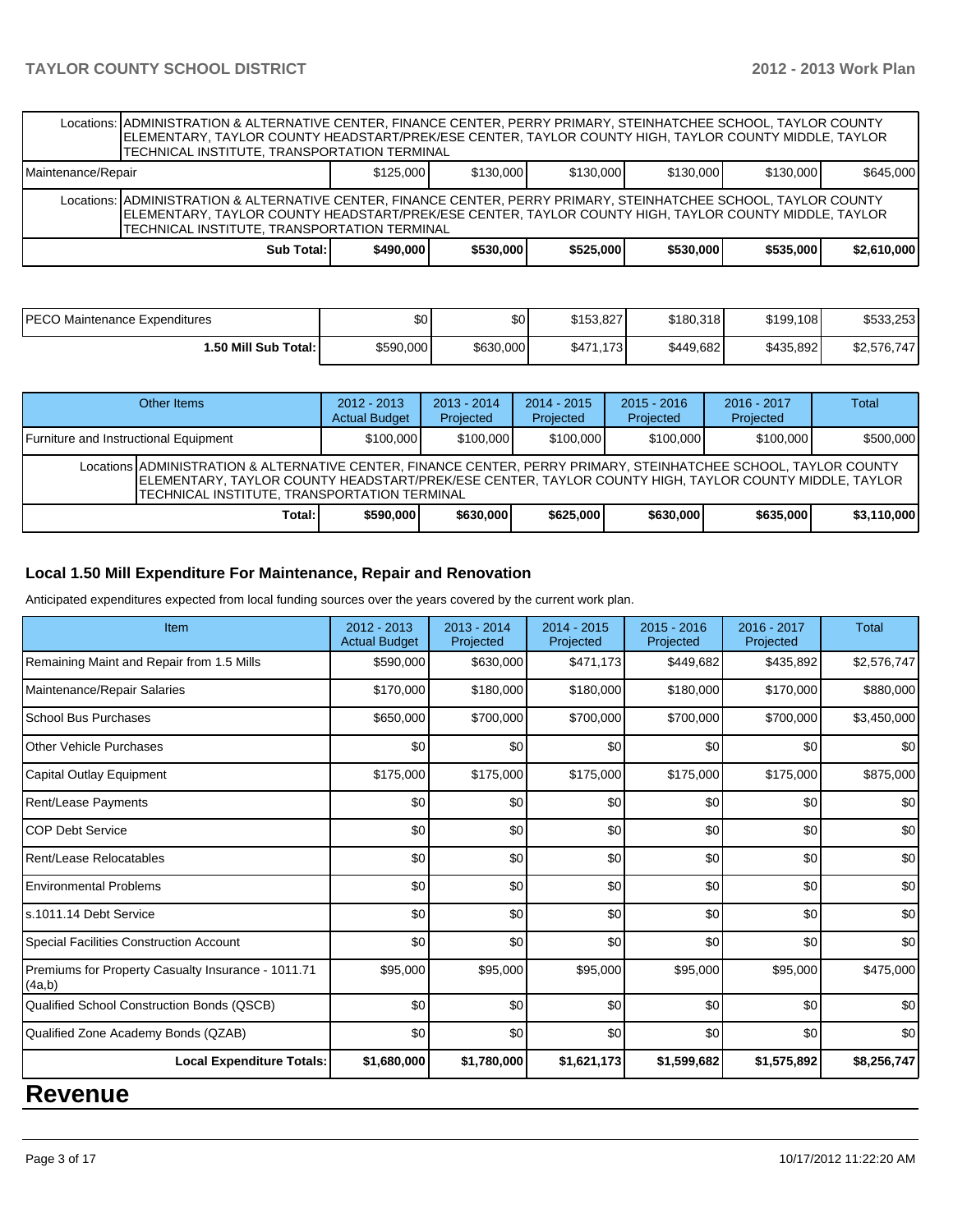| | | | | | | |
|---|---|---|---|---|---|---|
| Locations: ADMINISTRATION & ALTERNATIVE CENTER, FINANCE CENTER, PERRY PRIMARY, STEINHATCHEE SCHOOL, TAYLOR COUNTY ELEMENTARY, TAYLOR COUNTY HEADSTART/PREK/ESE CENTER, TAYLOR COUNTY HIGH, TAYLOR COUNTY MIDDLE, TAYLOR TECHNICAL INSTITUTE, TRANSPORTATION TERMINAL | | | | | | |
| Maintenance/Repair | $125,000 | $130,000 | $130,000 | $130,000 | $130,000 | $645,000 |
| Locations: ADMINISTRATION & ALTERNATIVE CENTER, FINANCE CENTER, PERRY PRIMARY, STEINHATCHEE SCHOOL, TAYLOR COUNTY ELEMENTARY, TAYLOR COUNTY HEADSTART/PREK/ESE CENTER, TAYLOR COUNTY HIGH, TAYLOR COUNTY MIDDLE, TAYLOR TECHNICAL INSTITUTE, TRANSPORTATION TERMINAL | | | | | | |
| **Sub Total:** | **$490,000** | **$530,000** | **$525,000** | **$530,000** | **$535,000** | **$2,610,000** |

| | | | | | | |
|---|---|---|---|---|---|---|
| PECO Maintenance Expenditures | $0 | $0 | $153,827 | $180,318 | $199,108 | $533,253 |
| **1.50 Mill Sub Total:** | $590,000 | $630,000 | $471,173 | $449,682 | $435,892 | $2,576,747 |

| Other Items | 2012 - 2013 Actual Budget | 2013 - 2014 Projected | 2014 - 2015 Projected | 2015 - 2016 Projected | 2016 - 2017 Projected | Total |
|---|---|---|---|---|---|---|
| Furniture and Instructional Equipment | $100,000 | $100,000 | $100,000 | $100,000 | $100,000 | $500,000 |
| Locations ADMINISTRATION & ALTERNATIVE CENTER, FINANCE CENTER, PERRY PRIMARY, STEINHATCHEE SCHOOL, TAYLOR COUNTY ELEMENTARY, TAYLOR COUNTY HEADSTART/PREK/ESE CENTER, TAYLOR COUNTY HIGH, TAYLOR COUNTY MIDDLE, TAYLOR TECHNICAL INSTITUTE, TRANSPORTATION TERMINAL | | | | | | |
| **Total:** | **$590,000** | **$630,000** | **$625,000** | **$630,000** | **$635,000** | **$3,110,000** |

### Local 1.50 Mill Expenditure For Maintenance, Repair and Renovation

Anticipated expenditures expected from local funding sources over the years covered by the current work plan.

| Item | 2012 - 2013 Actual Budget | 2013 - 2014 Projected | 2014 - 2015 Projected | 2015 - 2016 Projected | 2016 - 2017 Projected | Total |
|---|---|---|---|---|---|---|
| Remaining Maint and Repair from 1.5 Mills | $590,000 | $630,000 | $471,173 | $449,682 | $435,892 | $2,576,747 |
| Maintenance/Repair Salaries | $170,000 | $180,000 | $180,000 | $180,000 | $170,000 | $880,000 |
| School Bus Purchases | $650,000 | $700,000 | $700,000 | $700,000 | $700,000 | $3,450,000 |
| Other Vehicle Purchases | $0 | $0 | $0 | $0 | $0 | $0 |
| Capital Outlay Equipment | $175,000 | $175,000 | $175,000 | $175,000 | $175,000 | $875,000 |
| Rent/Lease Payments | $0 | $0 | $0 | $0 | $0 | $0 |
| COP Debt Service | $0 | $0 | $0 | $0 | $0 | $0 |
| Rent/Lease Relocatables | $0 | $0 | $0 | $0 | $0 | $0 |
| Environmental Problems | $0 | $0 | $0 | $0 | $0 | $0 |
| s.1011.14 Debt Service | $0 | $0 | $0 | $0 | $0 | $0 |
| Special Facilities Construction Account | $0 | $0 | $0 | $0 | $0 | $0 |
| Premiums for Property Casualty Insurance - 1011.71 (4a,b) | $95,000 | $95,000 | $95,000 | $95,000 | $95,000 | $475,000 |
| Qualified School Construction Bonds (QSCB) | $0 | $0 | $0 | $0 | $0 | $0 |
| Qualified Zone Academy Bonds (QZAB) | $0 | $0 | $0 | $0 | $0 | $0 |
| **Local Expenditure Totals:** | **$1,680,000** | **$1,780,000** | **$1,621,173** | **$1,599,682** | **$1,575,892** | **$8,256,747** |

# Revenue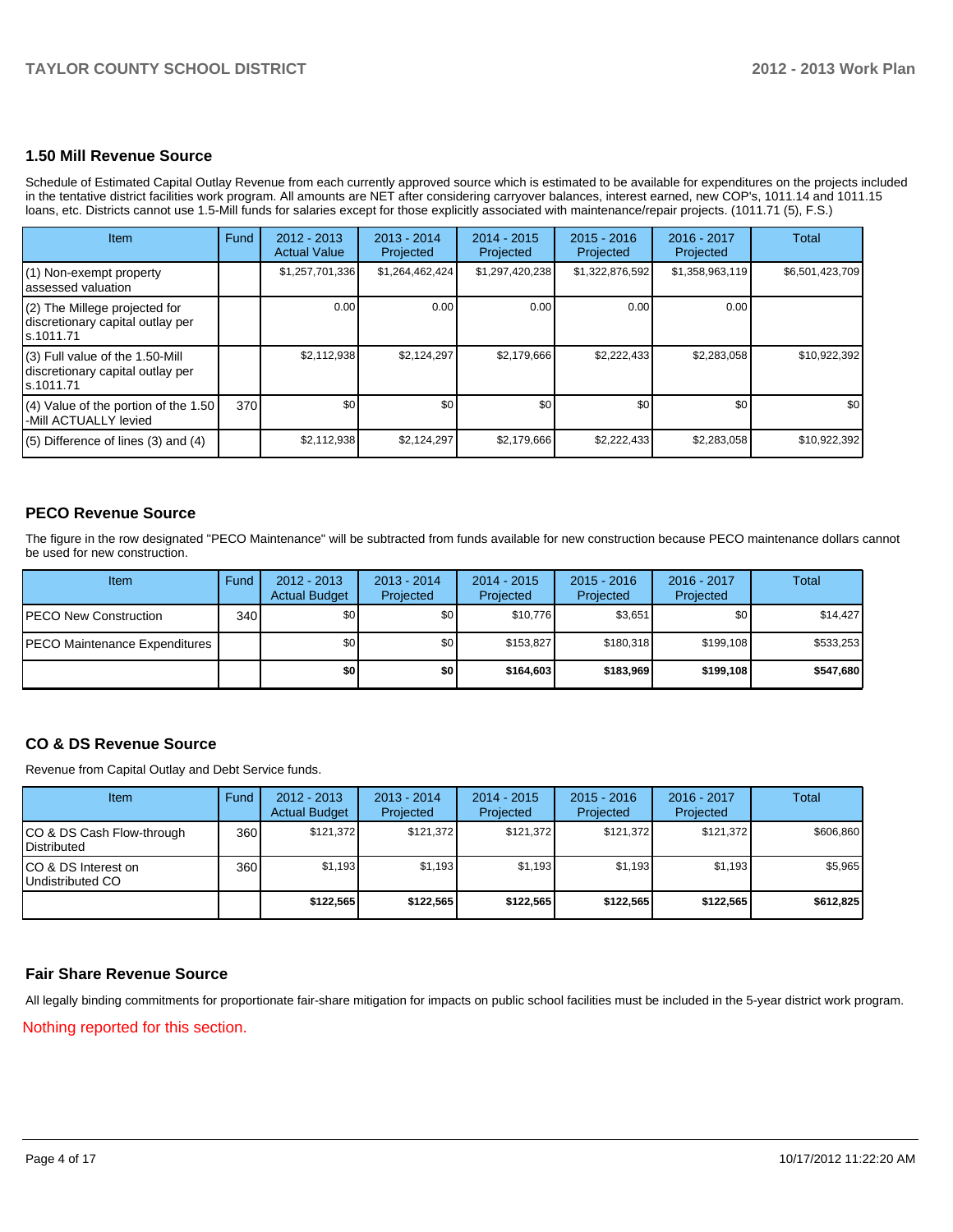## 1.50 Mill Revenue Source

Schedule of Estimated Capital Outlay Revenue from each currently approved source which is estimated to be available for expenditures on the projects included in the tentative district facilities work program. All amounts are NET after considering carryover balances, interest earned, new COP's, 1011.14 and 1011.15 loans, etc. Districts cannot use 1.5-Mill funds for salaries except for those explicitly associated with maintenance/repair projects. (1011.71 (5), F.S.)

| Item | Fund | 2012 - 2013 Actual Value | 2013 - 2014 Projected | 2014 - 2015 Projected | 2015 - 2016 Projected | 2016 - 2017 Projected | Total |
|---|---|---|---|---|---|---|---|
| (1) Non-exempt property assessed valuation | | $1,257,701,336 | $1,264,462,424 | $1,297,420,238 | $1,322,876,592 | $1,358,963,119 | $6,501,423,709 |
| (2) The Millege projected for discretionary capital outlay per s.1011.71 | | 0.00 | 0.00 | 0.00 | 0.00 | 0.00 | |
| (3) Full value of the 1.50-Mill discretionary capital outlay per s.1011.71 | | $2,112,938 | $2,124,297 | $2,179,666 | $2,222,433 | $2,283,058 | $10,922,392 |
| (4) Value of the portion of the 1.50 -Mill ACTUALLY levied | 370 | $0 | $0 | $0 | $0 | $0 | $0 |
| (5) Difference of lines (3) and (4) | | $2,112,938 | $2,124,297 | $2,179,666 | $2,222,433 | $2,283,058 | $10,922,392 |

## PECO Revenue Source

The figure in the row designated "PECO Maintenance" will be subtracted from funds available for new construction because PECO maintenance dollars cannot be used for new construction.

| Item | Fund | 2012 - 2013 Actual Budget | 2013 - 2014 Projected | 2014 - 2015 Projected | 2015 - 2016 Projected | 2016 - 2017 Projected | Total |
|---|---|---|---|---|---|---|---|
| PECO New Construction | 340 | $0 | $0 | $10,776 | $3,651 | $0 | $14,427 |
| PECO Maintenance Expenditures | | $0 | $0 | $153,827 | $180,318 | $199,108 | $533,253 |
| | | **$0** | **$0** | **$164,603** | **$183,969** | **$199,108** | **$547,680** |

## CO & DS Revenue Source

Revenue from Capital Outlay and Debt Service funds.

| Item | Fund | 2012 - 2013 Actual Budget | 2013 - 2014 Projected | 2014 - 2015 Projected | 2015 - 2016 Projected | 2016 - 2017 Projected | Total |
|---|---|---|---|---|---|---|---|
| CO & DS Cash Flow-through Distributed | 360 | $121,372 | $121,372 | $121,372 | $121,372 | $121,372 | $606,860 |
| CO & DS Interest on Undistributed CO | 360 | $1,193 | $1,193 | $1,193 | $1,193 | $1,193 | $5,965 |
| | | **$122,565** | **$122,565** | **$122,565** | **$122,565** | **$122,565** | **$612,825** |

## Fair Share Revenue Source

All legally binding commitments for proportionate fair-share mitigation for impacts on public school facilities must be included in the 5-year district work program.

Nothing reported for this section.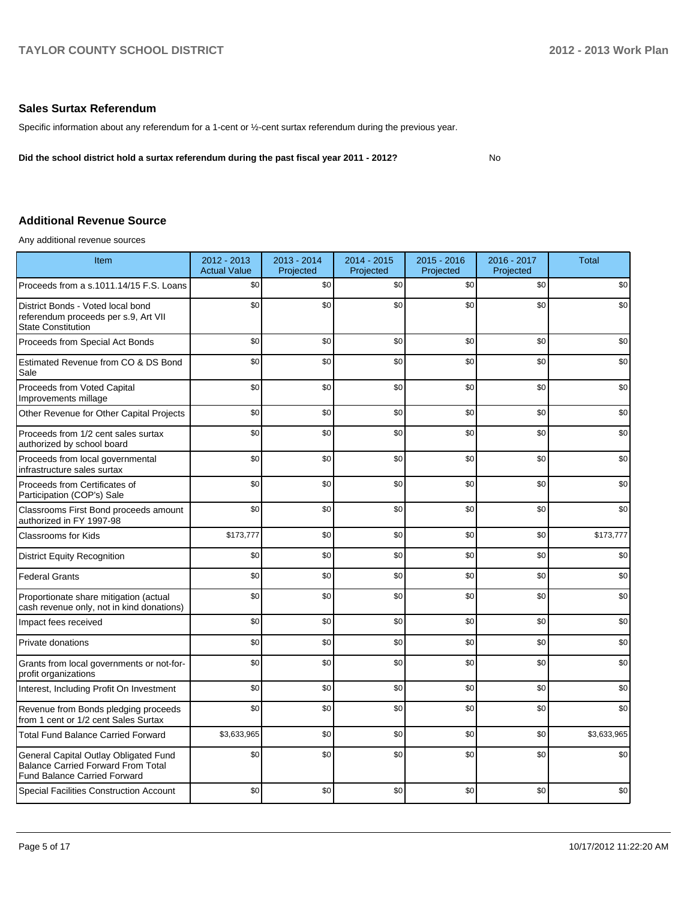## Sales Surtax Referendum

Specific information about any referendum for a 1-cent or ½-cent surtax referendum during the previous year.

**Did the school district hold a surtax referendum during the past fiscal year 2011 - 2012?** No

## Additional Revenue Source

Any additional revenue sources

| Item | 2012 - 2013 Actual Value | 2013 - 2014 Projected | 2014 - 2015 Projected | 2015 - 2016 Projected | 2016 - 2017 Projected | Total |
|---|---|---|---|---|---|---|
| Proceeds from a s.1011.14/15 F.S. Loans | $0 | $0 | $0 | $0 | $0 | $0 |
| District Bonds - Voted local bond referendum proceeds per s.9, Art VII State Constitution | $0 | $0 | $0 | $0 | $0 | $0 |
| Proceeds from Special Act Bonds | $0 | $0 | $0 | $0 | $0 | $0 |
| Estimated Revenue from CO & DS Bond Sale | $0 | $0 | $0 | $0 | $0 | $0 |
| Proceeds from Voted Capital Improvements millage | $0 | $0 | $0 | $0 | $0 | $0 |
| Other Revenue for Other Capital Projects | $0 | $0 | $0 | $0 | $0 | $0 |
| Proceeds from 1/2 cent sales surtax authorized by school board | $0 | $0 | $0 | $0 | $0 | $0 |
| Proceeds from local governmental infrastructure sales surtax | $0 | $0 | $0 | $0 | $0 | $0 |
| Proceeds from Certificates of Participation (COP's) Sale | $0 | $0 | $0 | $0 | $0 | $0 |
| Classrooms First Bond proceeds amount authorized in FY 1997-98 | $0 | $0 | $0 | $0 | $0 | $0 |
| Classrooms for Kids | $173,777 | $0 | $0 | $0 | $0 | $173,777 |
| District Equity Recognition | $0 | $0 | $0 | $0 | $0 | $0 |
| Federal Grants | $0 | $0 | $0 | $0 | $0 | $0 |
| Proportionate share mitigation (actual cash revenue only, not in kind donations) | $0 | $0 | $0 | $0 | $0 | $0 |
| Impact fees received | $0 | $0 | $0 | $0 | $0 | $0 |
| Private donations | $0 | $0 | $0 | $0 | $0 | $0 |
| Grants from local governments or not-for-profit organizations | $0 | $0 | $0 | $0 | $0 | $0 |
| Interest, Including Profit On Investment | $0 | $0 | $0 | $0 | $0 | $0 |
| Revenue from Bonds pledging proceeds from 1 cent or 1/2 cent Sales Surtax | $0 | $0 | $0 | $0 | $0 | $0 |
| Total Fund Balance Carried Forward | $3,633,965 | $0 | $0 | $0 | $0 | $3,633,965 |
| General Capital Outlay Obligated Fund Balance Carried Forward From Total Fund Balance Carried Forward | $0 | $0 | $0 | $0 | $0 | $0 |
| Special Facilities Construction Account | $0 | $0 | $0 | $0 | $0 | $0 |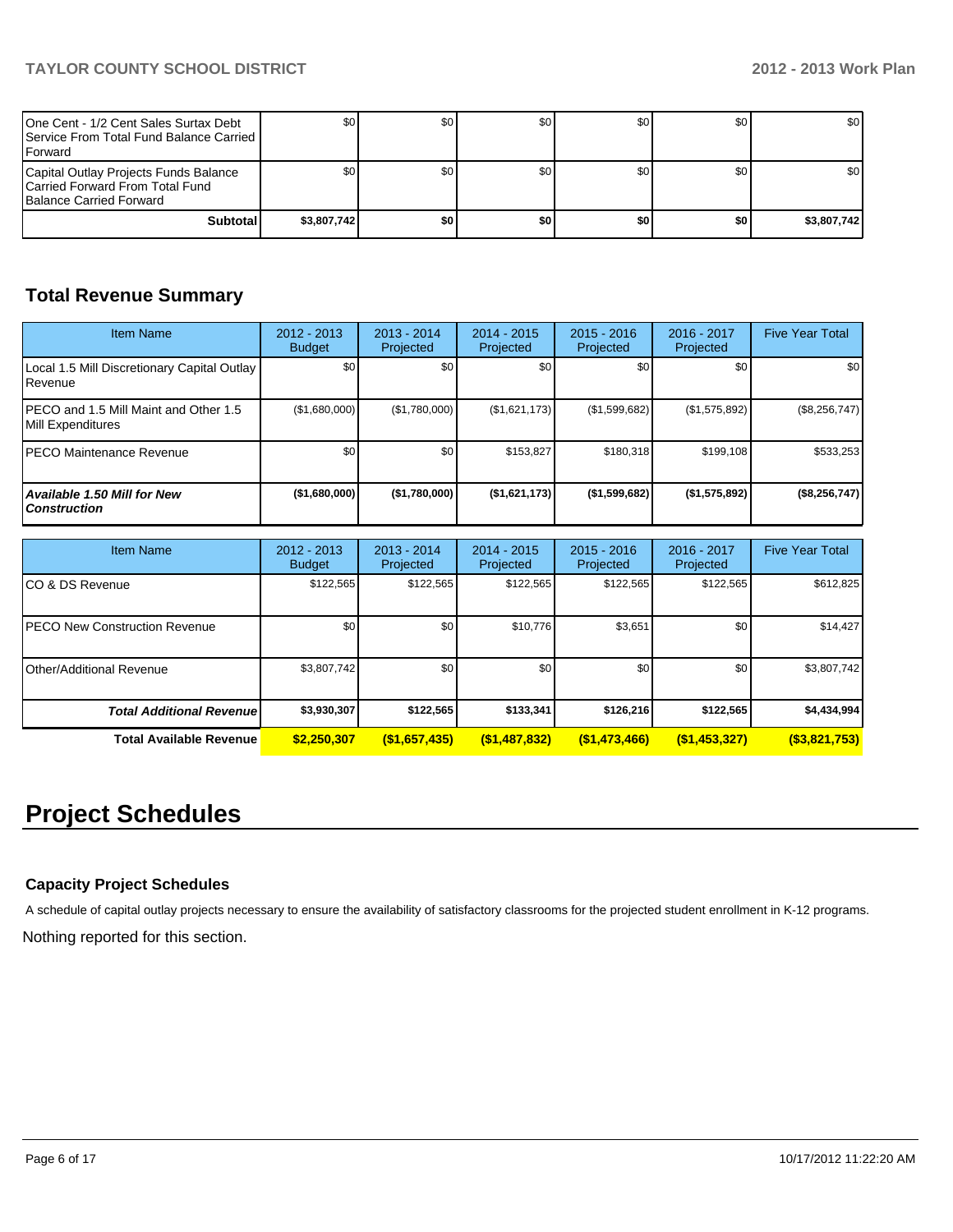| | | | | | | |
|---|---|---|---|---|---|---|
| One Cent - 1/2 Cent Sales Surtax Debt Service From Total Fund Balance Carried Forward | $0 | $0 | $0 | $0 | $0 | $0 |
| Capital Outlay Projects Funds Balance Carried Forward From Total Fund Balance Carried Forward | $0 | $0 | $0 | $0 | $0 | $0 |
| **Subtotal** | **$3,807,742** | **$0** | **$0** | **$0** | **$0** | **$3,807,742** |

## Total Revenue Summary

| Item Name | 2012 - 2013 Budget | 2013 - 2014 Projected | 2014 - 2015 Projected | 2015 - 2016 Projected | 2016 - 2017 Projected | Five Year Total |
|---|---|---|---|---|---|---|
| Local 1.5 Mill Discretionary Capital Outlay Revenue | $0 | $0 | $0 | $0 | $0 | $0 |
| PECO and 1.5 Mill Maint and Other 1.5 Mill Expenditures | ($1,680,000) | ($1,780,000) | ($1,621,173) | ($1,599,682) | ($1,575,892) | ($8,256,747) |
| PECO Maintenance Revenue | $0 | $0 | $153,827 | $180,318 | $199,108 | $533,253 |
| ***Available 1.50 Mill for New Construction*** | **($1,680,000)** | **($1,780,000)** | **($1,621,173)** | **($1,599,682)** | **($1,575,892)** | **($8,256,747)** |

| Item Name | 2012 - 2013 Budget | 2013 - 2014 Projected | 2014 - 2015 Projected | 2015 - 2016 Projected | 2016 - 2017 Projected | Five Year Total |
|---|---|---|---|---|---|---|
| CO & DS Revenue | $122,565 | $122,565 | $122,565 | $122,565 | $122,565 | $612,825 |
| PECO New Construction Revenue | $0 | $0 | $10,776 | $3,651 | $0 | $14,427 |
| Other/Additional Revenue | $3,807,742 | $0 | $0 | $0 | $0 | $3,807,742 |
| ***Total Additional Revenue*** | **$3,930,307** | **$122,565** | **$133,341** | **$126,216** | **$122,565** | **$4,434,994** |
| **Total Available Revenue** | **$2,250,307** | **($1,657,435)** | **($1,487,832)** | **($1,473,466)** | **($1,453,327)** | **($3,821,753)** |

# Project Schedules

### Capacity Project Schedules

A schedule of capital outlay projects necessary to ensure the availability of satisfactory classrooms for the projected student enrollment in K-12 programs.

Nothing reported for this section.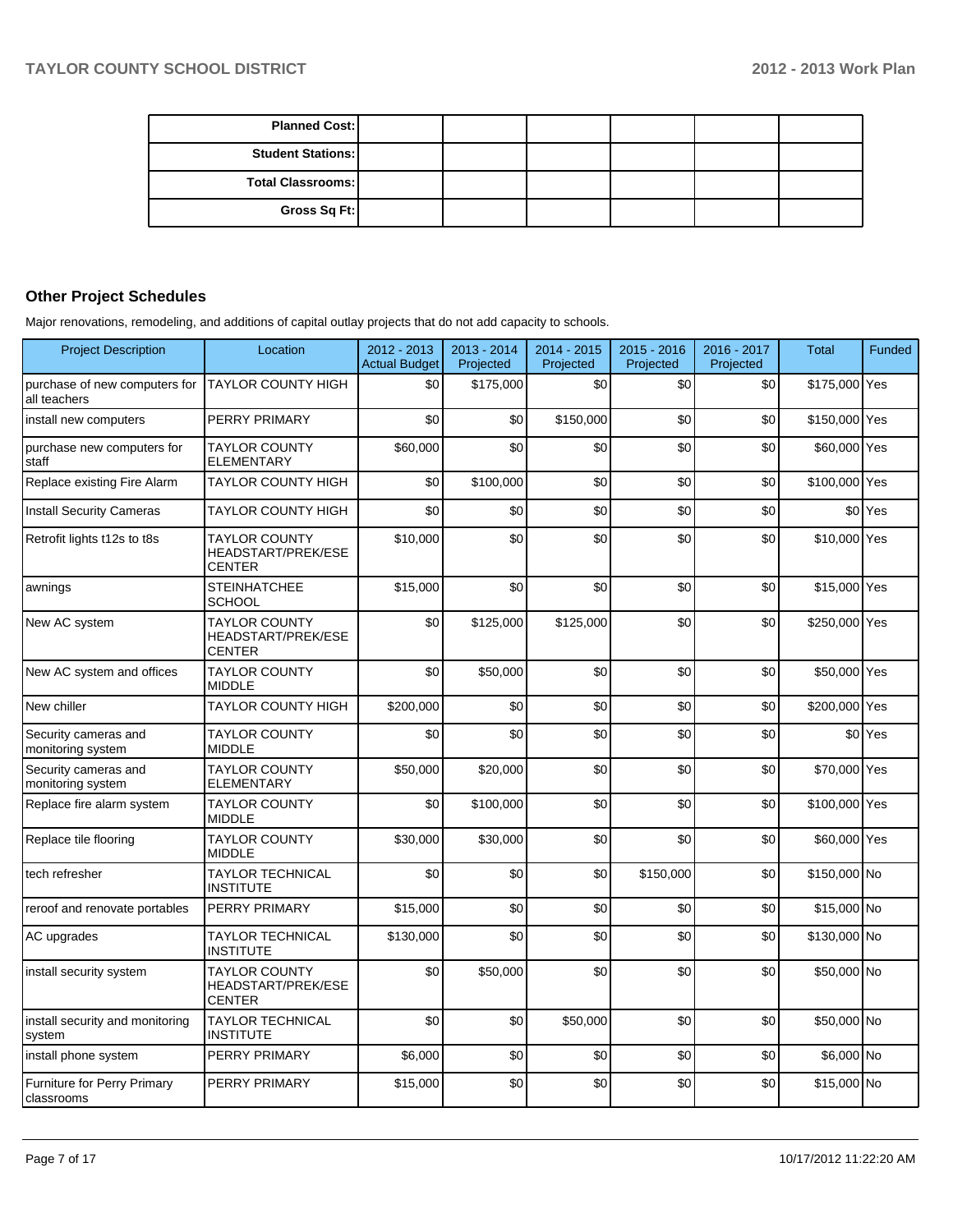| Planned Cost: | | | | | |
|---|---|---|---|---|---|
| Student Stations: | | | | | |
| Total Classrooms: | | | | | |
| Gross Sq Ft: | | | | | |

## Other Project Schedules

Major renovations, remodeling, and additions of capital outlay projects that do not add capacity to schools.

| Project Description | Location | 2012 - 2013 Actual Budget | 2013 - 2014 Projected | 2014 - 2015 Projected | 2015 - 2016 Projected | 2016 - 2017 Projected | Total | Funded |
|---|---|---|---|---|---|---|---|---|
| purchase of new computers for all teachers | TAYLOR COUNTY HIGH | $0 | $175,000 | $0 | $0 | $0 | $175,000 | Yes |
| install new computers | PERRY PRIMARY | $0 | $0 | $150,000 | $0 | $0 | $150,000 | Yes |
| purchase new computers for staff | TAYLOR COUNTY ELEMENTARY | $60,000 | $0 | $0 | $0 | $0 | $60,000 | Yes |
| Replace existing Fire Alarm | TAYLOR COUNTY HIGH | $0 | $100,000 | $0 | $0 | $0 | $100,000 | Yes |
| Install Security Cameras | TAYLOR COUNTY HIGH | $0 | $0 | $0 | $0 | $0 | $0 | Yes |
| Retrofit lights t12s to t8s | TAYLOR COUNTY HEADSTART/PREK/ESE CENTER | $10,000 | $0 | $0 | $0 | $0 | $10,000 | Yes |
| awnings | STEINHATCHEE SCHOOL | $15,000 | $0 | $0 | $0 | $0 | $15,000 | Yes |
| New AC system | TAYLOR COUNTY HEADSTART/PREK/ESE CENTER | $0 | $125,000 | $125,000 | $0 | $0 | $250,000 | Yes |
| New AC system and offices | TAYLOR COUNTY MIDDLE | $0 | $50,000 | $0 | $0 | $0 | $50,000 | Yes |
| New chiller | TAYLOR COUNTY HIGH | $200,000 | $0 | $0 | $0 | $0 | $200,000 | Yes |
| Security cameras and monitoring system | TAYLOR COUNTY MIDDLE | $0 | $0 | $0 | $0 | $0 | $0 | Yes |
| Security cameras and monitoring system | TAYLOR COUNTY ELEMENTARY | $50,000 | $20,000 | $0 | $0 | $0 | $70,000 | Yes |
| Replace fire alarm system | TAYLOR COUNTY MIDDLE | $0 | $100,000 | $0 | $0 | $0 | $100,000 | Yes |
| Replace tile flooring | TAYLOR COUNTY MIDDLE | $30,000 | $30,000 | $0 | $0 | $0 | $60,000 | Yes |
| tech refresher | TAYLOR TECHNICAL INSTITUTE | $0 | $0 | $0 | $150,000 | $0 | $150,000 | No |
| reroof and renovate portables | PERRY PRIMARY | $15,000 | $0 | $0 | $0 | $0 | $15,000 | No |
| AC upgrades | TAYLOR TECHNICAL INSTITUTE | $130,000 | $0 | $0 | $0 | $0 | $130,000 | No |
| install security system | TAYLOR COUNTY HEADSTART/PREK/ESE CENTER | $0 | $50,000 | $0 | $0 | $0 | $50,000 | No |
| install security and monitoring system | TAYLOR TECHNICAL INSTITUTE | $0 | $0 | $50,000 | $0 | $0 | $50,000 | No |
| install phone system | PERRY PRIMARY | $6,000 | $0 | $0 | $0 | $0 | $6,000 | No |
| Furniture for Perry Primary classrooms | PERRY PRIMARY | $15,000 | $0 | $0 | $0 | $0 | $15,000 | No |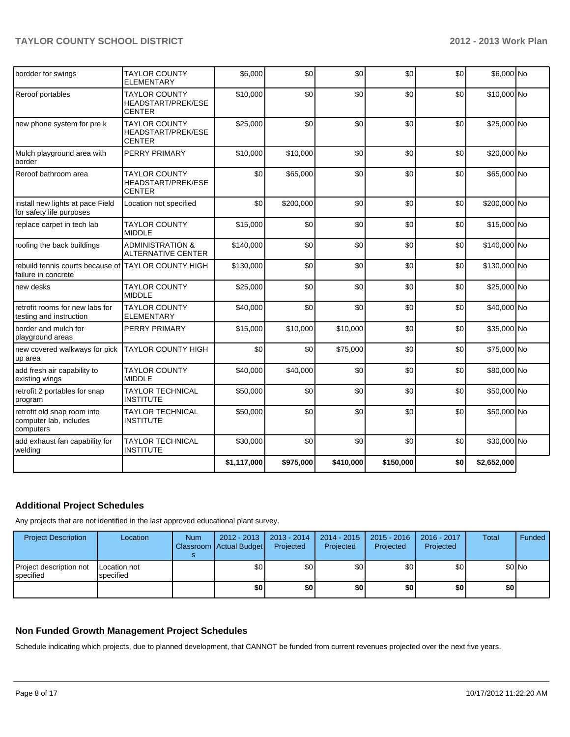| | | | | | | | | |
|---|---|---|---|---|---|---|---|---|
| bordder for swings | TAYLOR COUNTY ELEMENTARY | $6,000 | $0 | $0 | $0 | $0 | $6,000 | No |
| Reroof portables | TAYLOR COUNTY HEADSTART/PREK/ESE CENTER | $10,000 | $0 | $0 | $0 | $0 | $10,000 | No |
| new phone system for pre k | TAYLOR COUNTY HEADSTART/PREK/ESE CENTER | $25,000 | $0 | $0 | $0 | $0 | $25,000 | No |
| Mulch playground area with border | PERRY PRIMARY | $10,000 | $10,000 | $0 | $0 | $0 | $20,000 | No |
| Reroof bathroom area | TAYLOR COUNTY HEADSTART/PREK/ESE CENTER | $0 | $65,000 | $0 | $0 | $0 | $65,000 | No |
| install new lights at pace Field for safety life purposes | Location not specified | $0 | $200,000 | $0 | $0 | $0 | $200,000 | No |
| replace carpet in tech lab | TAYLOR COUNTY MIDDLE | $15,000 | $0 | $0 | $0 | $0 | $15,000 | No |
| roofing the back buildings | ADMINISTRATION & ALTERNATIVE CENTER | $140,000 | $0 | $0 | $0 | $0 | $140,000 | No |
| rebuild tennis courts because of failure in concrete | TAYLOR COUNTY HIGH | $130,000 | $0 | $0 | $0 | $0 | $130,000 | No |
| new desks | TAYLOR COUNTY MIDDLE | $25,000 | $0 | $0 | $0 | $0 | $25,000 | No |
| retrofit rooms for new labs for testing and instruction | TAYLOR COUNTY ELEMENTARY | $40,000 | $0 | $0 | $0 | $0 | $40,000 | No |
| border and mulch for playground areas | PERRY PRIMARY | $15,000 | $10,000 | $10,000 | $0 | $0 | $35,000 | No |
| new covered walkways for pick up area | TAYLOR COUNTY HIGH | $0 | $0 | $75,000 | $0 | $0 | $75,000 | No |
| add fresh air capability to existing wings | TAYLOR COUNTY MIDDLE | $40,000 | $40,000 | $0 | $0 | $0 | $80,000 | No |
| retrofit 2 portables for snap program | TAYLOR TECHNICAL INSTITUTE | $50,000 | $0 | $0 | $0 | $0 | $50,000 | No |
| retrofit old snap room into computer lab, includes computers | TAYLOR TECHNICAL INSTITUTE | $50,000 | $0 | $0 | $0 | $0 | $50,000 | No |
| add exhaust fan capability for welding | TAYLOR TECHNICAL INSTITUTE | $30,000 | $0 | $0 | $0 | $0 | $30,000 | No |
| | | $1,117,000 | $975,000 | $410,000 | $150,000 | $0 | $2,652,000 | |

## Additional Project Schedules

Any projects that are not identified in the last approved educational plant survey.

| Project Description | Location | Num Classrooms | 2012 - 2013 Actual Budget | 2013 - 2014 Projected | 2014 - 2015 Projected | 2015 - 2016 Projected | 2016 - 2017 Projected | Total | Funded |
|---|---|---|---|---|---|---|---|---|---|
| Project description not specified | Location not specified | | $0 | $0 | $0 | $0 | $0 | $0 | No |
| | | | $0 | $0 | $0 | $0 | $0 | $0 | |

## Non Funded Growth Management Project Schedules

Schedule indicating which projects, due to planned development, that CANNOT be funded from current revenues projected over the next five years.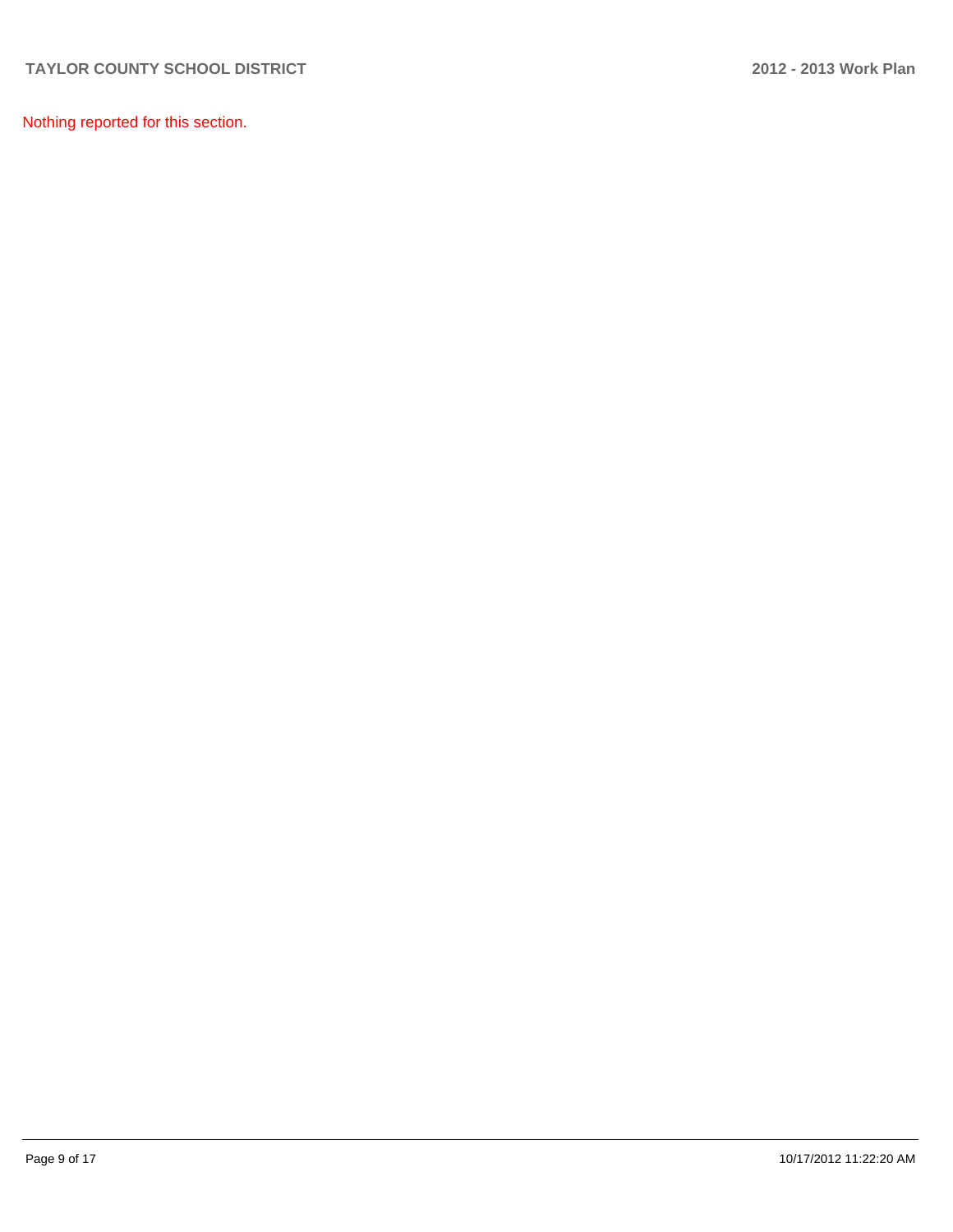Nothing reported for this section.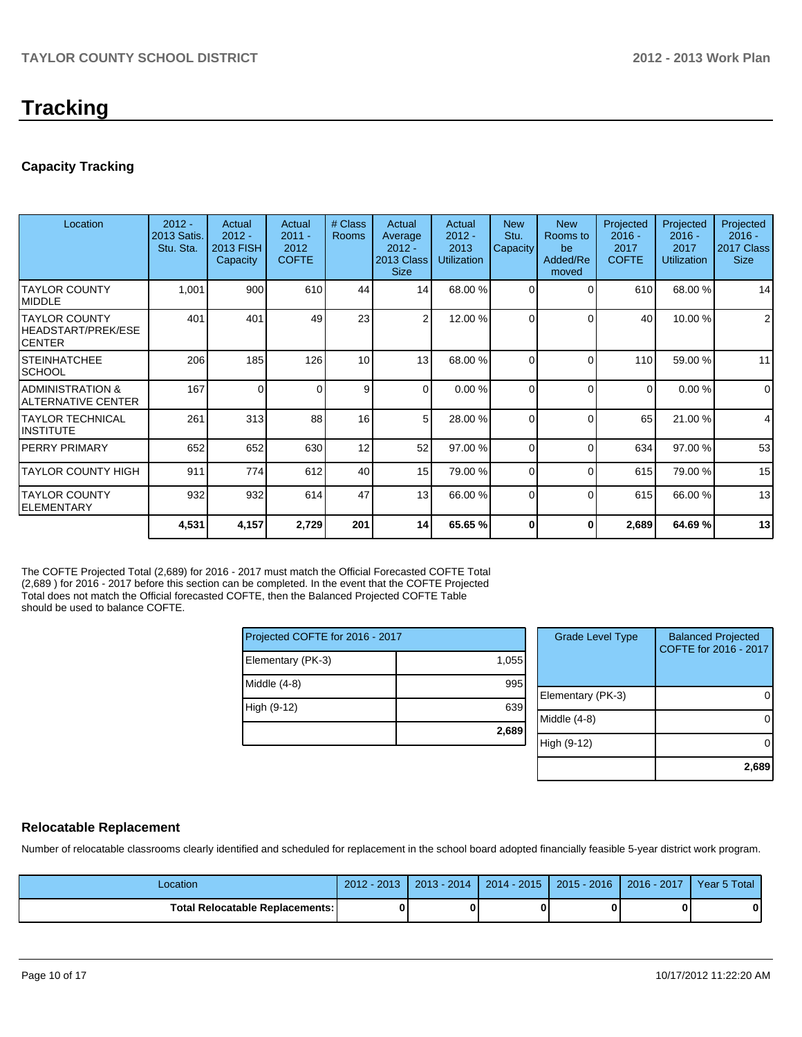# Tracking

## Capacity Tracking

| Location | 2012 - 2013 Satis. Stu. Sta. | Actual 2012 - 2013 FISH Capacity | Actual 2011 - 2012 COFTE | # Class Rooms | Actual Average 2012 - 2013 Class Size | Actual 2012 - 2013 Utilization | New Stu. Capacity | New Rooms to be Added/Removed | Projected 2016 - 2017 COFTE | Projected 2016 - 2017 Utilization | Projected 2016 - 2017 Class Size |
|---|---|---|---|---|---|---|---|---|---|---|---|
| TAYLOR COUNTY MIDDLE | 1,001 | 900 | 610 | 44 | 14 | 68.00 % | 0 | 0 | 610 | 68.00 % | 14 |
| TAYLOR COUNTY HEADSTART/PREK/ESE CENTER | 401 | 401 | 49 | 23 | 2 | 12.00 % | 0 | 0 | 40 | 10.00 % | 2 |
| STEINHATCHEE SCHOOL | 206 | 185 | 126 | 10 | 13 | 68.00 % | 0 | 0 | 110 | 59.00 % | 11 |
| ADMINISTRATION & ALTERNATIVE CENTER | 167 | 0 | 0 | 9 | 0 | 0.00 % | 0 | 0 | 0 | 0.00 % | 0 |
| TAYLOR TECHNICAL INSTITUTE | 261 | 313 | 88 | 16 | 5 | 28.00 % | 0 | 0 | 65 | 21.00 % | 4 |
| PERRY PRIMARY | 652 | 652 | 630 | 12 | 52 | 97.00 % | 0 | 0 | 634 | 97.00 % | 53 |
| TAYLOR COUNTY HIGH | 911 | 774 | 612 | 40 | 15 | 79.00 % | 0 | 0 | 615 | 79.00 % | 15 |
| TAYLOR COUNTY ELEMENTARY | 932 | 932 | 614 | 47 | 13 | 66.00 % | 0 | 0 | 615 | 66.00 % | 13 |
| | **4,531** | **4,157** | **2,729** | **201** | **14** | **65.65 %** | **0** | **0** | **2,689** | **64.69 %** | **13** |

The COFTE Projected Total (2,689) for 2016 - 2017 must match the Official Forecasted COFTE Total (2,689 ) for 2016 - 2017 before this section can be completed. In the event that the COFTE Projected Total does not match the Official forecasted COFTE, then the Balanced Projected COFTE Table should be used to balance COFTE.

| Projected COFTE for 2016 - 2017 | |
|---|---|
| Elementary (PK-3) | 1,055 |
| Middle (4-8) | 995 |
| High (9-12) | 639 |
| | **2,689** |

| Grade Level Type | Balanced Projected COFTE for 2016 - 2017 |
|---|---|
| Elementary (PK-3) | 0 |
| Middle (4-8) | 0 |
| High (9-12) | 0 |
| | **2,689** |

## Relocatable Replacement

Number of relocatable classrooms clearly identified and scheduled for replacement in the school board adopted financially feasible 5-year district work program.

| Location | 2012 - 2013 | 2013 - 2014 | 2014 - 2015 | 2015 - 2016 | 2016 - 2017 | Year 5 Total |
|---|---|---|---|---|---|---|
| **Total Relocatable Replacements:** | **0** | **0** | **0** | **0** | **0** | **0** |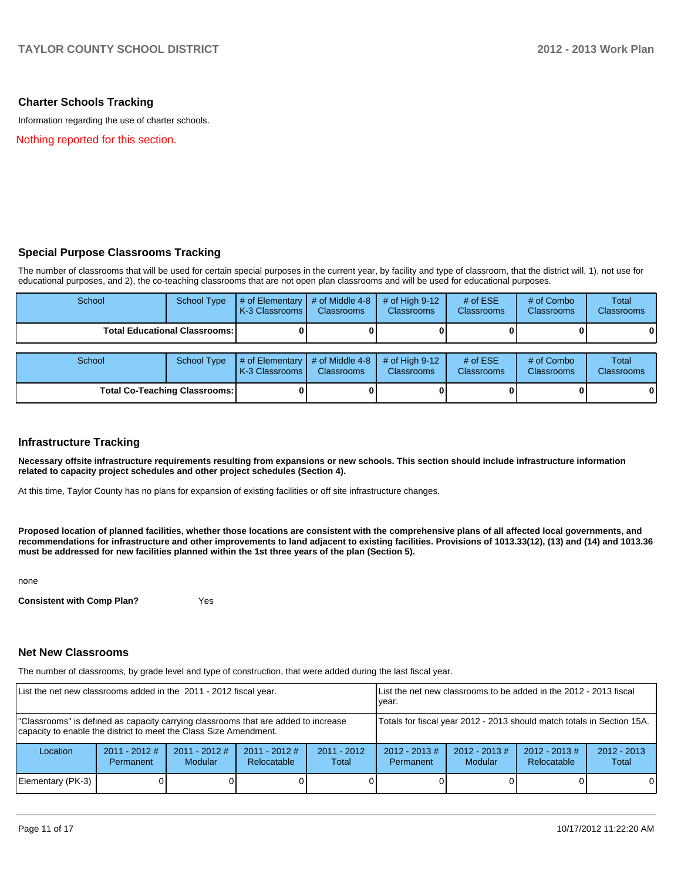## Charter Schools Tracking

Information regarding the use of charter schools.

Nothing reported for this section.

## Special Purpose Classrooms Tracking

The number of classrooms that will be used for certain special purposes in the current year, by facility and type of classroom, that the district will, 1), not use for educational purposes, and 2), the co-teaching classrooms that are not open plan classrooms and will be used for educational purposes.

| School | School Type | # of Elementary K-3 Classrooms | # of Middle 4-8 Classrooms | # of High 9-12 Classrooms | # of ESE Classrooms | # of Combo Classrooms | Total Classrooms |
|---|---|---|---|---|---|---|---|
| **Total Educational Classrooms:** | | **0** | **0** | **0** | **0** | **0** | **0** |

| School | School Type | # of Elementary K-3 Classrooms | # of Middle 4-8 Classrooms | # of High 9-12 Classrooms | # of ESE Classrooms | # of Combo Classrooms | Total Classrooms |
|---|---|---|---|---|---|---|---|
| **Total Co-Teaching Classrooms:** | | **0** | **0** | **0** | **0** | **0** | **0** |

## Infrastructure Tracking

**Necessary offsite infrastructure requirements resulting from expansions or new schools. This section should include infrastructure information related to capacity project schedules and other project schedules (Section 4).**

At this time, Taylor County has no plans for expansion of existing facilities or off site infrastructure changes.

**Proposed location of planned facilities, whether those locations are consistent with the comprehensive plans of all affected local governments, and recommendations for infrastructure and other improvements to land adjacent to existing facilities. Provisions of 1013.33(12), (13) and (14) and 1013.36 must be addressed for new facilities planned within the 1st three years of the plan (Section 5).**

none

**Consistent with Comp Plan?** Yes

## Net New Classrooms

The number of classrooms, by grade level and type of construction, that were added during the last fiscal year.

| List the net new classrooms added in the 2011 - 2012 fiscal year. | | | | | List the net new classrooms to be added in the 2012 - 2013 fiscal year. | | | |
|---|---|---|---|---|---|---|---|---|
| "Classrooms" is defined as capacity carrying classrooms that are added to increase capacity to enable the district to meet the Class Size Amendment. | | | | | Totals for fiscal year 2012 - 2013 should match totals in Section 15A. | | | |
| Location | 2011 - 2012 # Permanent | 2011 - 2012 # Modular | 2011 - 2012 # Relocatable | 2011 - 2012 Total | 2012 - 2013 # Permanent | 2012 - 2013 # Modular | 2012 - 2013 # Relocatable | 2012 - 2013 Total |
| Elementary (PK-3) | 0 | 0 | 0 | 0 | 0 | 0 | 0 | 0 |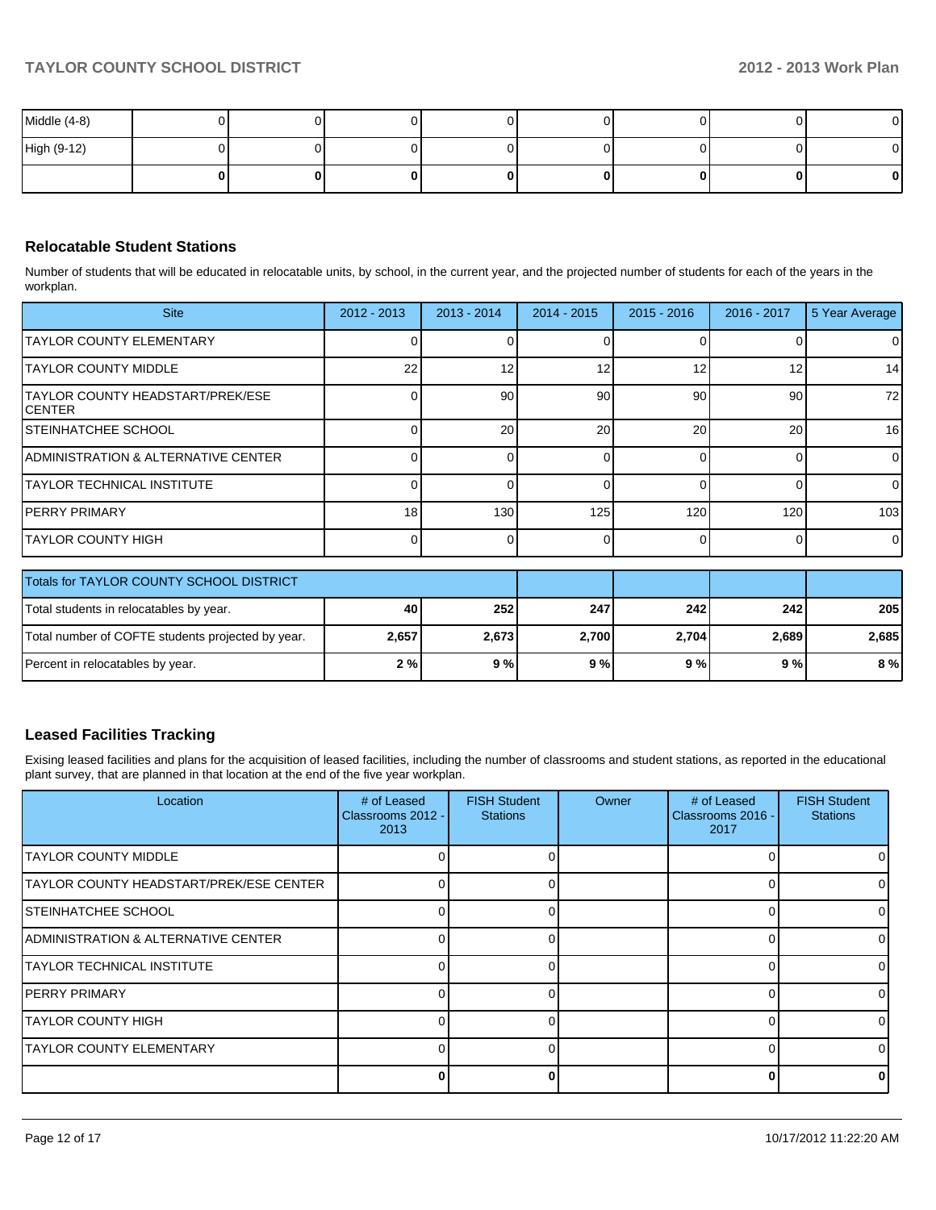| | | | | | | | | |
|---|---|---|---|---|---|---|---|---|
| Middle (4-8) | 0 | 0 | 0 | 0 | 0 | 0 | 0 | 0 |
| High (9-12) | 0 | 0 | 0 | 0 | 0 | 0 | 0 | 0 |
| | **0** | **0** | **0** | **0** | **0** | **0** | **0** | **0** |

## Relocatable Student Stations

Number of students that will be educated in relocatable units, by school, in the current year, and the projected number of students for each of the years in the workplan.

| Site | 2012 - 2013 | 2013 - 2014 | 2014 - 2015 | 2015 - 2016 | 2016 - 2017 | 5 Year Average |
|---|---|---|---|---|---|---|
| TAYLOR COUNTY ELEMENTARY | 0 | 0 | 0 | 0 | 0 | 0 |
| TAYLOR COUNTY MIDDLE | 22 | 12 | 12 | 12 | 12 | 14 |
| TAYLOR COUNTY HEADSTART/PREK/ESE CENTER | 0 | 90 | 90 | 90 | 90 | 72 |
| STEINHATCHEE SCHOOL | 0 | 20 | 20 | 20 | 20 | 16 |
| ADMINISTRATION & ALTERNATIVE CENTER | 0 | 0 | 0 | 0 | 0 | 0 |
| TAYLOR TECHNICAL INSTITUTE | 0 | 0 | 0 | 0 | 0 | 0 |
| PERRY PRIMARY | 18 | 130 | 125 | 120 | 120 | 103 |
| TAYLOR COUNTY HIGH | 0 | 0 | 0 | 0 | 0 | 0 |

| Totals for TAYLOR COUNTY SCHOOL DISTRICT | | | | | | |
|---|---|---|---|---|---|---|
| Total students in relocatables by year. | **40** | **252** | **247** | **242** | **242** | **205** |
| Total number of COFTE students projected by year. | **2,657** | **2,673** | **2,700** | **2,704** | **2,689** | **2,685** |
| Percent in relocatables by year. | **2 %** | **9 %** | **9 %** | **9 %** | **9 %** | **8 %** |

## Leased Facilities Tracking

Exising leased facilities and plans for the acquisition of leased facilities, including the number of classrooms and student stations, as reported in the educational plant survey, that are planned in that location at the end of the five year workplan.

| Location | # of Leased Classrooms 2012 - 2013 | FISH Student Stations | Owner | # of Leased Classrooms 2016 - 2017 | FISH Student Stations |
|---|---|---|---|---|---|
| TAYLOR COUNTY MIDDLE | 0 | 0 | | 0 | 0 |
| TAYLOR COUNTY HEADSTART/PREK/ESE CENTER | 0 | 0 | | 0 | 0 |
| STEINHATCHEE SCHOOL | 0 | 0 | | 0 | 0 |
| ADMINISTRATION & ALTERNATIVE CENTER | 0 | 0 | | 0 | 0 |
| TAYLOR TECHNICAL INSTITUTE | 0 | 0 | | 0 | 0 |
| PERRY PRIMARY | 0 | 0 | | 0 | 0 |
| TAYLOR COUNTY HIGH | 0 | 0 | | 0 | 0 |
| TAYLOR COUNTY ELEMENTARY | 0 | 0 | | 0 | 0 |
| | **0** | **0** | | **0** | **0** |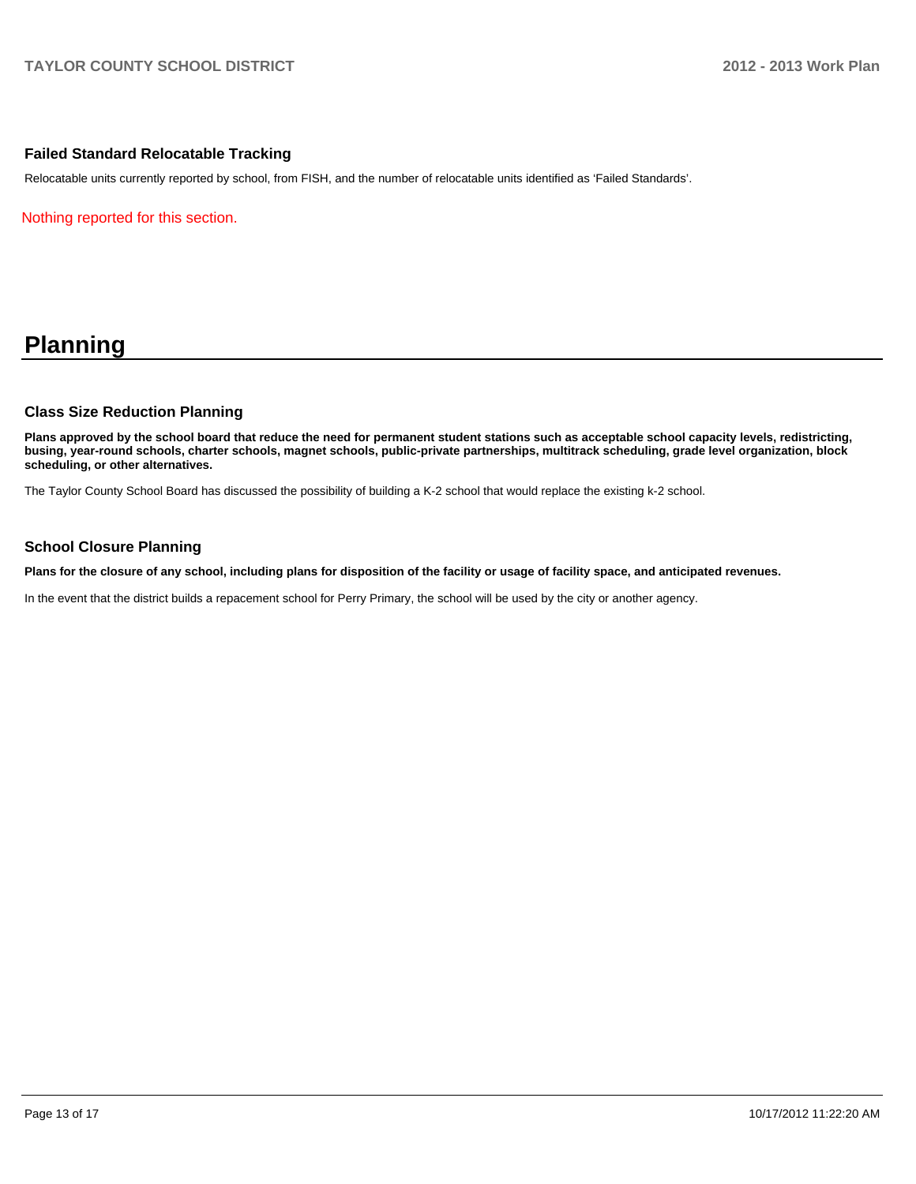### Failed Standard Relocatable Tracking

Relocatable units currently reported by school, from FISH, and the number of relocatable units identified as 'Failed Standards'.

Nothing reported for this section.

# Planning

### Class Size Reduction Planning

**Plans approved by the school board that reduce the need for permanent student stations such as acceptable school capacity levels, redistricting, busing, year-round schools, charter schools, magnet schools, public-private partnerships, multitrack scheduling, grade level organization, block scheduling, or other alternatives.**

The Taylor County School Board has discussed the possibility of building a K-2 school that would replace the existing k-2 school.

### School Closure Planning

**Plans for the closure of any school, including plans for disposition of the facility or usage of facility space, and anticipated revenues.**

In the event that the district builds a repacement school for Perry Primary, the school will be used by the city or another agency.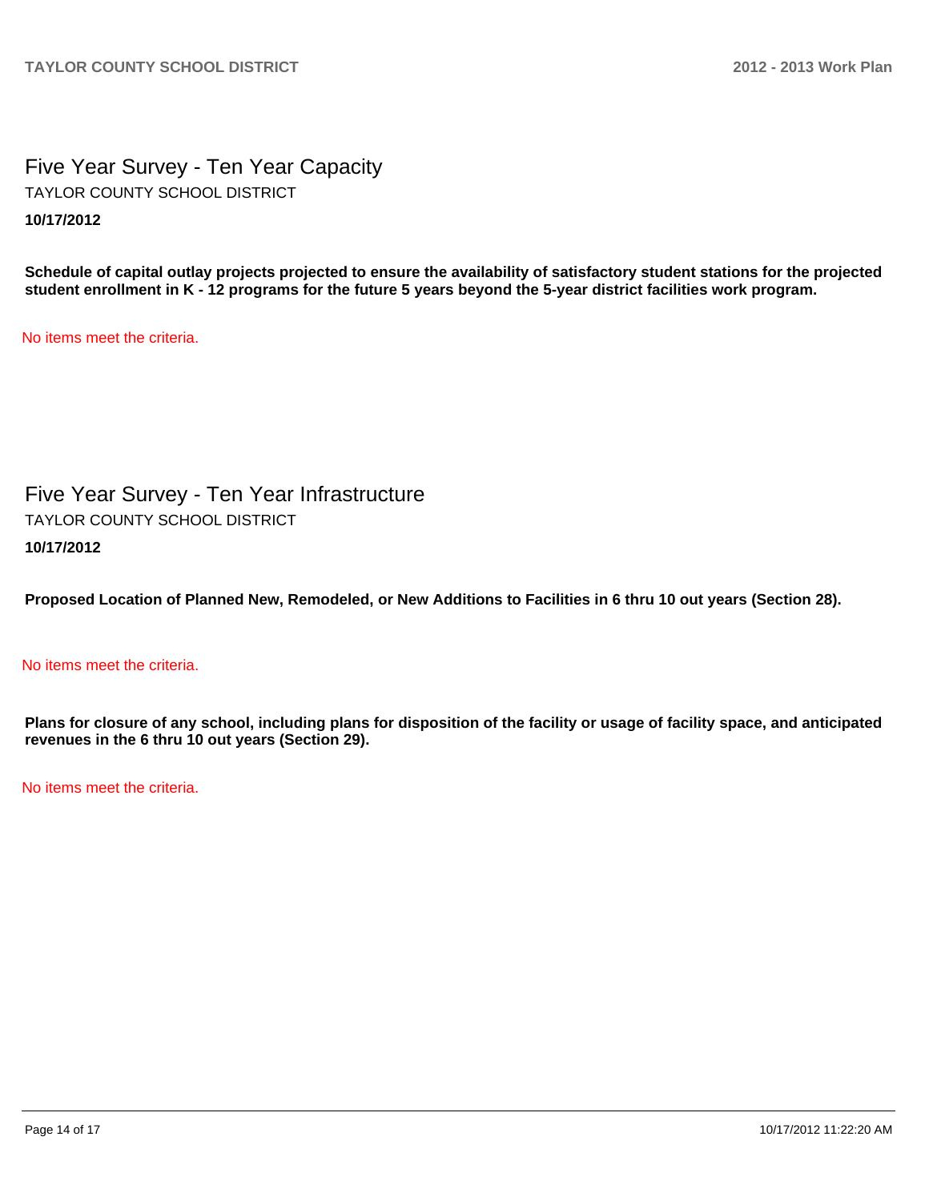# Five Year Survey - Ten Year Capacity

TAYLOR COUNTY SCHOOL DISTRICT

**10/17/2012**

**Schedule of capital outlay projects projected to ensure the availability of satisfactory student stations for the projected student enrollment in K - 12 programs for the future 5 years beyond the 5-year district facilities work program.**

No items meet the criteria.

# Five Year Survey - Ten Year Infrastructure

TAYLOR COUNTY SCHOOL DISTRICT

**10/17/2012**

**Proposed Location of Planned New, Remodeled, or New Additions to Facilities in 6 thru 10 out years (Section 28).**

No items meet the criteria.

**Plans for closure of any school, including plans for disposition of the facility or usage of facility space, and anticipated revenues in the 6 thru 10 out years (Section 29).**

No items meet the criteria.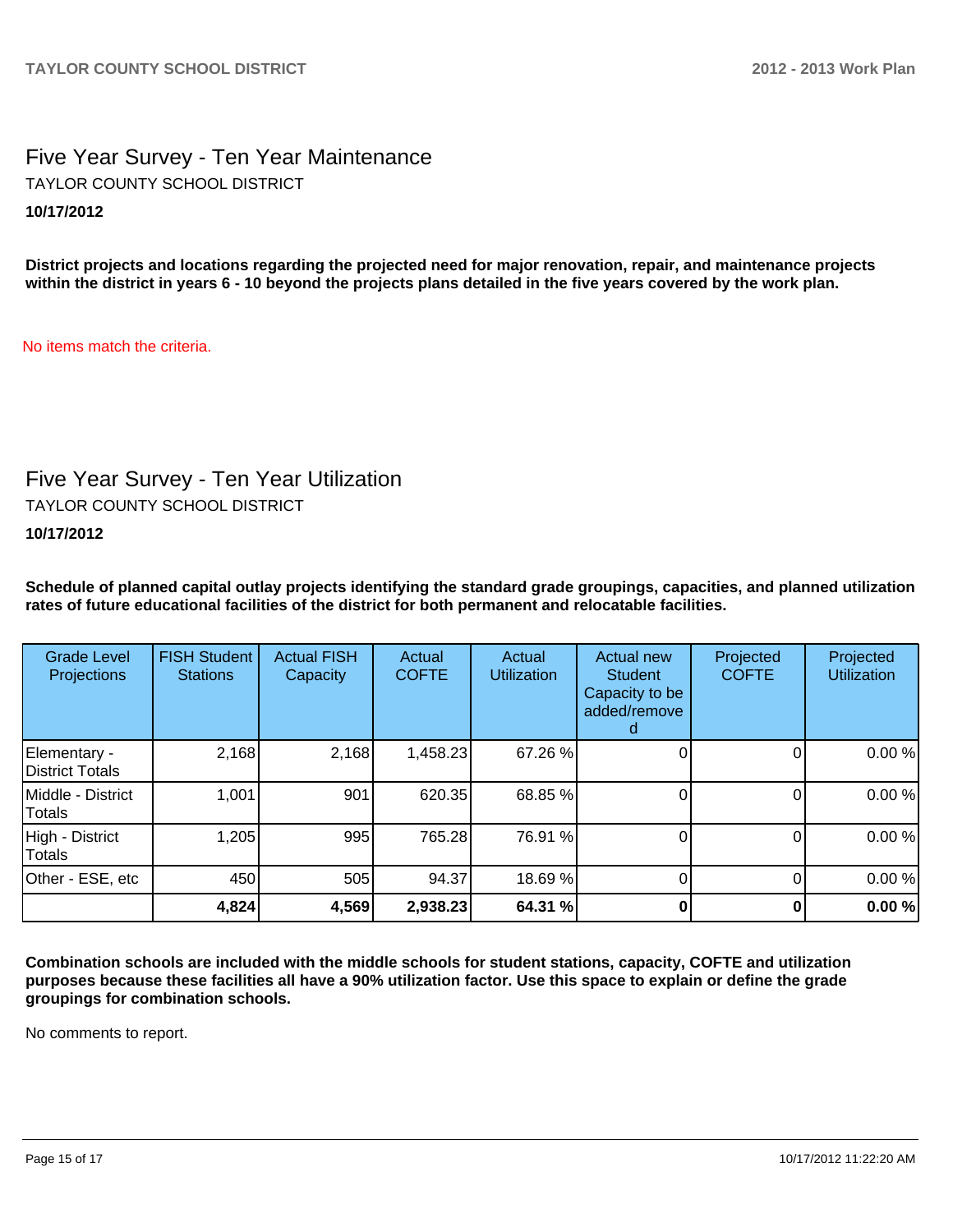## Five Year Survey - Ten Year Maintenance

TAYLOR COUNTY SCHOOL DISTRICT

**10/17/2012**

**District projects and locations regarding the projected need for major renovation, repair, and maintenance projects within the district in years 6 - 10 beyond the projects plans detailed in the five years covered by the work plan.**

No items match the criteria.

## Five Year Survey - Ten Year Utilization

TAYLOR COUNTY SCHOOL DISTRICT

**10/17/2012**

**Schedule of planned capital outlay projects identifying the standard grade groupings, capacities, and planned utilization rates of future educational facilities of the district for both permanent and relocatable facilities.**

| Grade Level Projections | FISH Student Stations | Actual FISH Capacity | Actual COFTE | Actual Utilization | Actual new Student Capacity to be added/removed | Projected COFTE | Projected Utilization |
|---|---|---|---|---|---|---|---|
| Elementary - District Totals | 2,168 | 2,168 | 1,458.23 | 67.26 % | 0 | 0 | 0.00 % |
| Middle - District Totals | 1,001 | 901 | 620.35 | 68.85 % | 0 | 0 | 0.00 % |
| High - District Totals | 1,205 | 995 | 765.28 | 76.91 % | 0 | 0 | 0.00 % |
| Other - ESE, etc | 450 | 505 | 94.37 | 18.69 % | 0 | 0 | 0.00 % |
| | **4,824** | **4,569** | **2,938.23** | **64.31 %** | **0** | **0** | **0.00 %** |

**Combination schools are included with the middle schools for student stations, capacity, COFTE and utilization purposes because these facilities all have a 90% utilization factor. Use this space to explain or define the grade groupings for combination schools.**

No comments to report.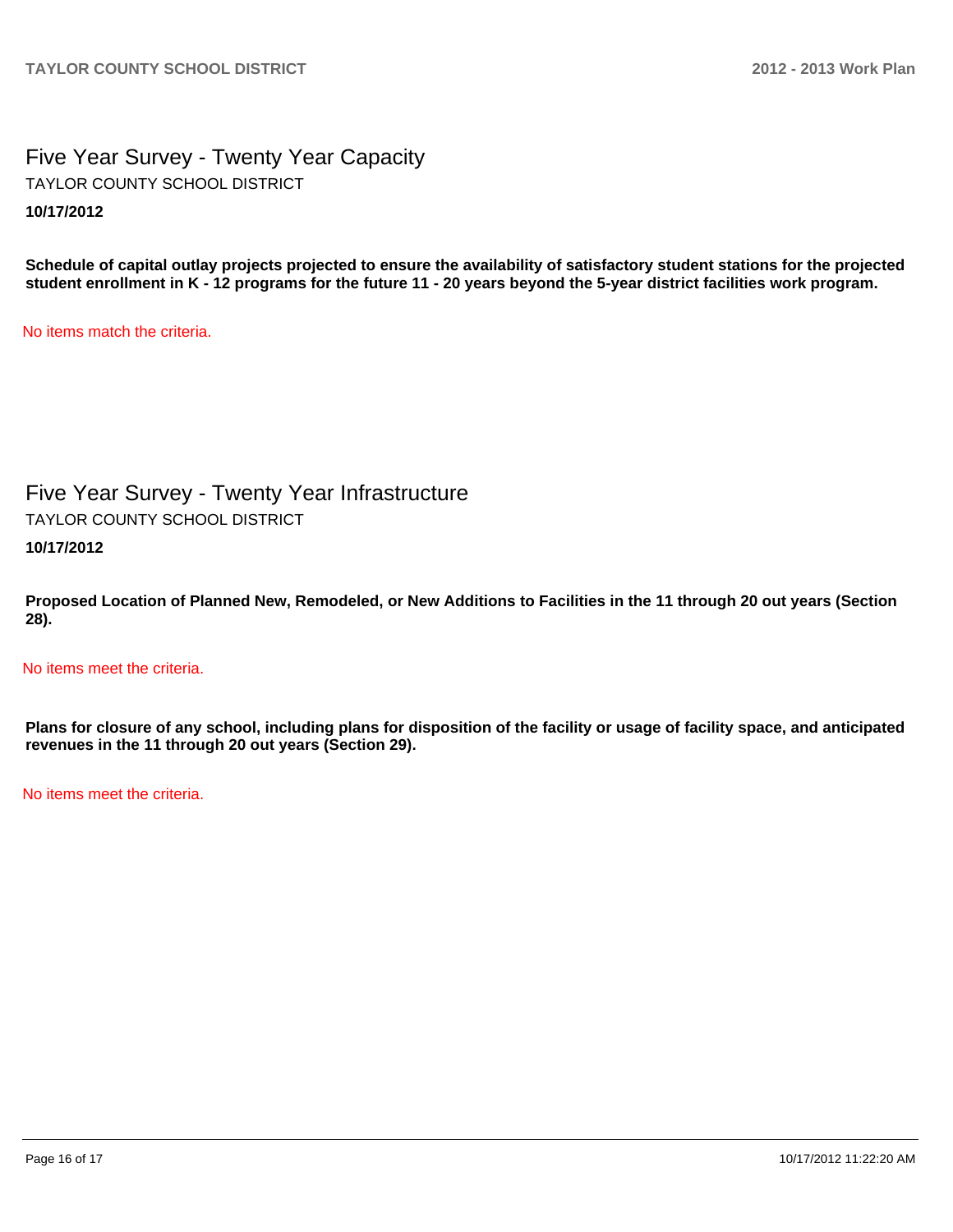## Five Year Survey - Twenty Year Capacity

TAYLOR COUNTY SCHOOL DISTRICT

**10/17/2012**

**Schedule of capital outlay projects projected to ensure the availability of satisfactory student stations for the projected student enrollment in K - 12 programs for the future 11 - 20 years beyond the 5-year district facilities work program.**

No items match the criteria.

## Five Year Survey - Twenty Year Infrastructure

TAYLOR COUNTY SCHOOL DISTRICT

**10/17/2012**

**Proposed Location of Planned New, Remodeled, or New Additions to Facilities in the 11 through 20 out years (Section 28).**

No items meet the criteria.

**Plans for closure of any school, including plans for disposition of the facility or usage of facility space, and anticipated revenues in the 11 through 20 out years (Section 29).**

No items meet the criteria.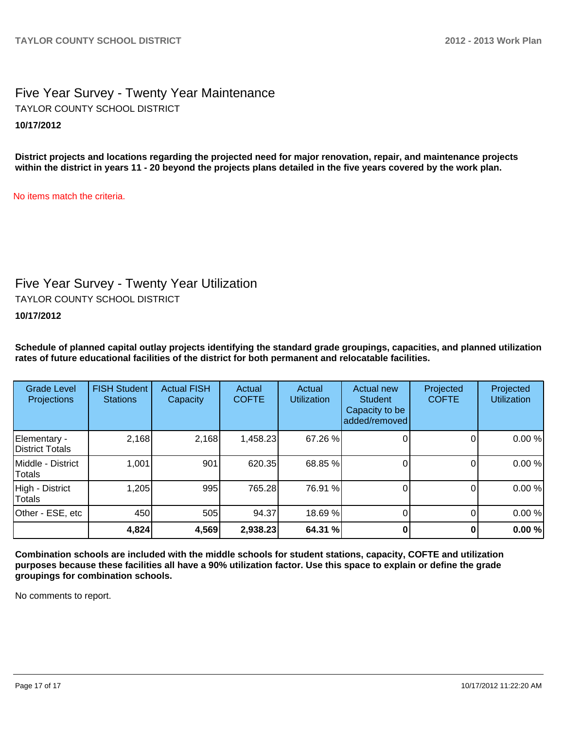# Five Year Survey - Twenty Year Maintenance

TAYLOR COUNTY SCHOOL DISTRICT

**10/17/2012**

**District projects and locations regarding the projected need for major renovation, repair, and maintenance projects within the district in years 11 - 20 beyond the projects plans detailed in the five years covered by the work plan.**

No items match the criteria.

# Five Year Survey - Twenty Year Utilization

TAYLOR COUNTY SCHOOL DISTRICT

**10/17/2012**

**Schedule of planned capital outlay projects identifying the standard grade groupings, capacities, and planned utilization rates of future educational facilities of the district for both permanent and relocatable facilities.**

| Grade Level Projections | FISH Student Stations | Actual FISH Capacity | Actual COFTE | Actual Utilization | Actual new Student Capacity to be added/removed | Projected COFTE | Projected Utilization |
|---|---|---|---|---|---|---|---|
| Elementary - District Totals | 2,168 | 2,168 | 1,458.23 | 67.26 % | 0 | 0 | 0.00 % |
| Middle - District Totals | 1,001 | 901 | 620.35 | 68.85 % | 0 | 0 | 0.00 % |
| High - District Totals | 1,205 | 995 | 765.28 | 76.91 % | 0 | 0 | 0.00 % |
| Other - ESE, etc | 450 | 505 | 94.37 | 18.69 % | 0 | 0 | 0.00 % |
| | **4,824** | **4,569** | **2,938.23** | **64.31 %** | **0** | **0** | **0.00 %** |

**Combination schools are included with the middle schools for student stations, capacity, COFTE and utilization purposes because these facilities all have a 90% utilization factor. Use this space to explain or define the grade groupings for combination schools.**

No comments to report.